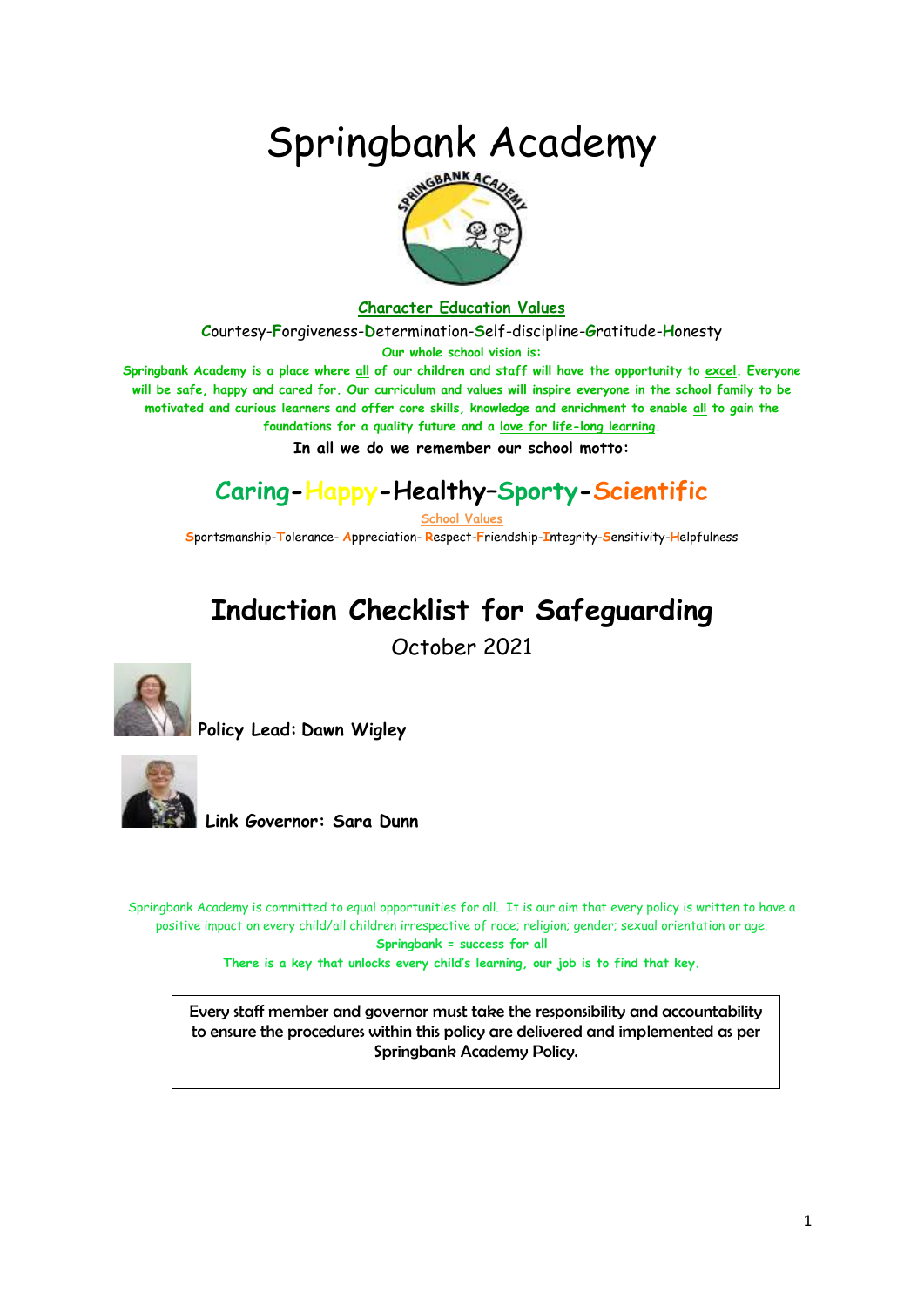# Springbank Academy

**Character Education Values**

Courtesy-Forgiveness-Determination-Self-discipline-Gratitude-Honesty

**Our whole school vision is:**

**Springbank Academy is a place where all of our children and staff will have the opportunity to excel. Everyone will be safe, happy and cared for. Our curriculum and values will inspire everyone in the school family to be motivated and curious learners and offer core skills, knowledge and enrichment to enable all to gain the foundations for a quality future and a love for life-long learning.**

**In all we do we remember our school motto:**

## Caring-Happy-Healthy–Sporty-Scientific

School Values

Sportsmanship-Tolerance- Appreciation- Respect-Friendship-Integrity-Sensitivity-Helpfulness

# Induction Checklist for Safeguarding

October 2021

**Policy Lead: Dawn Wigley**

**Link Governor: Sara Dunn**

Springbank Academy is committed to equal opportunities for all. It is our aim that every policy is written to have a positive impact on every child/all children irrespective of race; religion; gender; sexual orientation or age.

**Springbank = success for all**

**There is a key that unlocks every child's learning, our job is to find that key.**

Every staff member and governor must take the responsibility and accountability to ensure the procedures within this policy are delivered and implemented as per Springbank Academy Policy.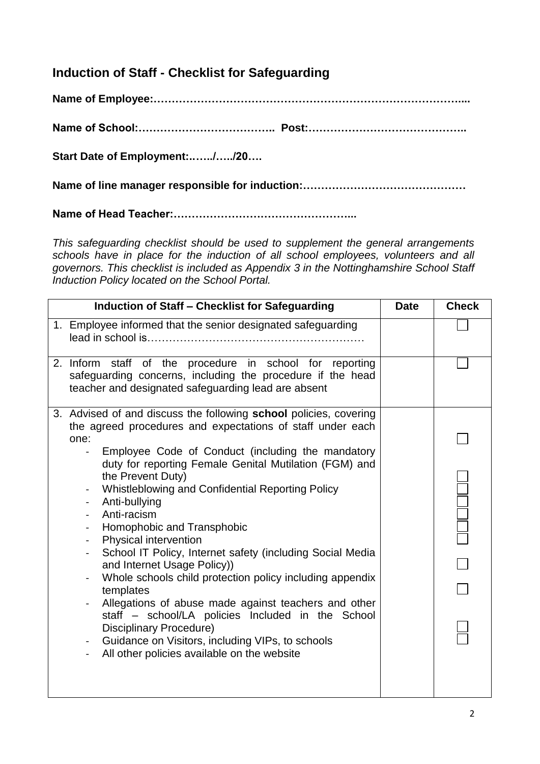## Induction of Staff - Checklist for Safeguarding

**Name of Employee:…………………………………………………………………………....**

**Name of School:……………………………….. Post:……………………………………..**

**Start Date of Employment:..…../…../20….**

**Name of line manager responsible for induction:………………………………………**

**Name of Head Teacher:…………………………………………...**

*This safeguarding checklist should be used to supplement the general arrangements schools have in place for the induction of all school employees, volunteers and all governors. This checklist is included as Appendix 3 in the Nottinghamshire School Staff Induction Policy located on the School Portal.*

| Induction of Staff – Checklist for Safeguarding | Date | Check |
|---|---|---|
| 1. Employee informed that the senior designated safeguarding lead in school is………………………………………………… | | ☐ |
| 2. Inform staff of the procedure in school for reporting safeguarding concerns, including the procedure if the head teacher and designated safeguarding lead are absent | | ☐ |
| 3. Advised of and discuss the following **school** policies, covering the agreed procedures and expectations of staff under each one:<br>- Employee Code of Conduct (including the mandatory duty for reporting Female Genital Mutilation (FGM) and the Prevent Duty)<br>- Whistleblowing and Confidential Reporting Policy<br>- Anti-bullying<br>- Anti-racism<br>- Homophobic and Transphobic<br>- Physical intervention<br>- School IT Policy, Internet safety (including Social Media and Internet Usage Policy))<br>- Whole schools child protection policy including appendix templates<br>- Allegations of abuse made against teachers and other staff – school/LA policies Included in the School Disciplinary Procedure)<br>- Guidance on Visitors, including VIPs, to schools<br>- All other policies available on the website | | ☐<br>☐<br>☐<br>☐<br>☐<br>☐<br>☐<br>☐<br>☐<br>☐<br>☐ |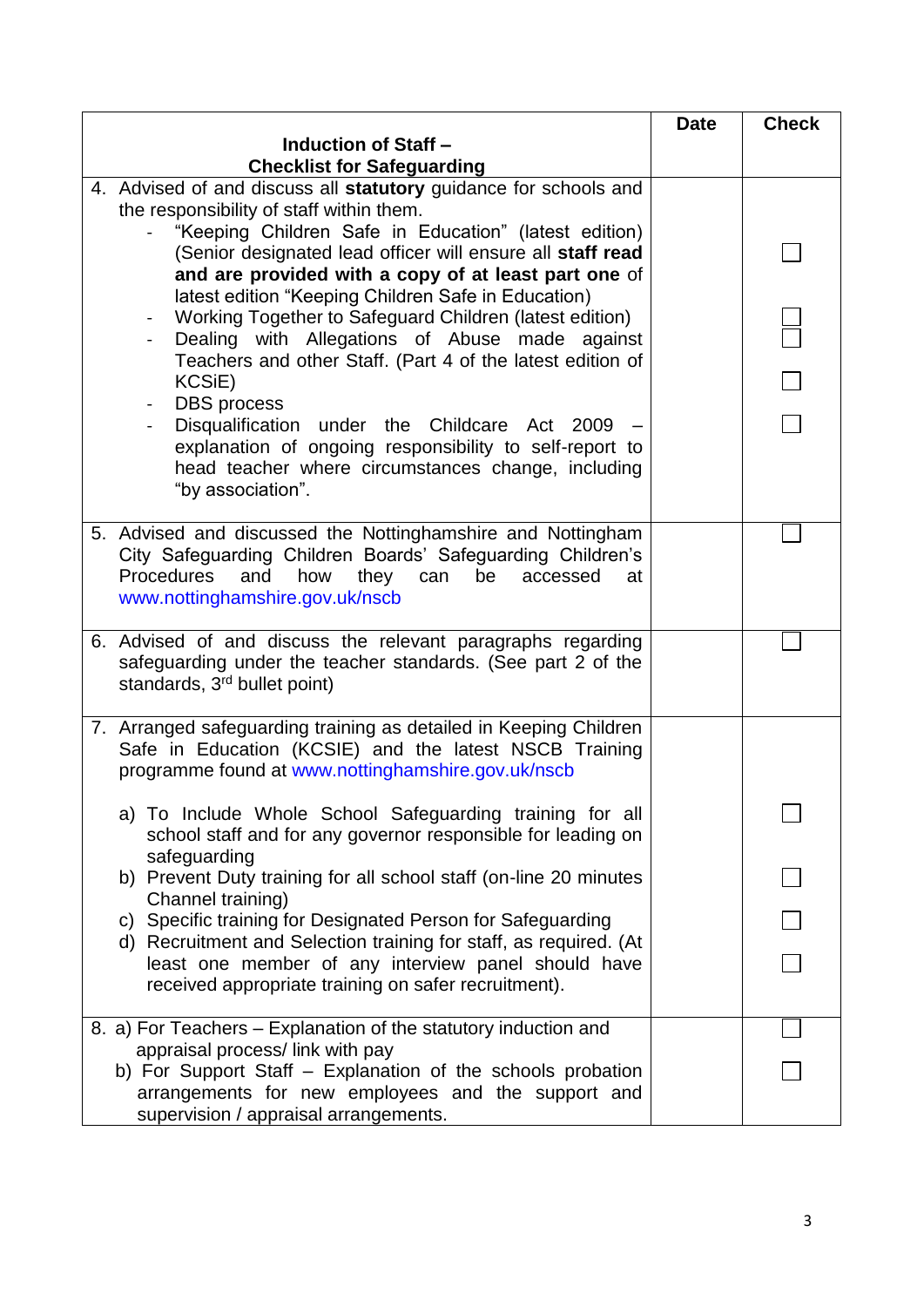| Induction of Staff –<br>Checklist for Safeguarding | Date | Check |
|---|---|---|
| 4. Advised of and discuss all **statutory** guidance for schools and the responsibility of staff within them.<br>- "Keeping Children Safe in Education" (latest edition) (Senior designated lead officer will ensure all **staff read and are provided with a copy of at least part one** of latest edition "Keeping Children Safe in Education)<br>- Working Together to Safeguard Children (latest edition)<br>- Dealing with Allegations of Abuse made against Teachers and other Staff. (Part 4 of the latest edition of KCSiE)<br>- DBS process<br>- Disqualification under the Childcare Act 2009 – explanation of ongoing responsibility to self-report to head teacher where circumstances change, including "by association". | | ☐<br>☐<br>☐<br>☐<br>☐ |
| 5. Advised and discussed the Nottinghamshire and Nottingham City Safeguarding Children Boards' Safeguarding Children's Procedures and how they can be accessed at www.nottinghamshire.gov.uk/nscb | | ☐ |
| 6. Advised of and discuss the relevant paragraphs regarding safeguarding under the teacher standards. (See part 2 of the standards, 3rd bullet point) | | ☐ |
| 7. Arranged safeguarding training as detailed in Keeping Children Safe in Education (KCSIE) and the latest NSCB Training programme found at www.nottinghamshire.gov.uk/nscb<br><br>a) To Include Whole School Safeguarding training for all school staff and for any governor responsible for leading on safeguarding<br>b) Prevent Duty training for all school staff (on-line 20 minutes Channel training)<br>c) Specific training for Designated Person for Safeguarding<br>d) Recruitment and Selection training for staff, as required. (At least one member of any interview panel should have received appropriate training on safer recruitment). | | ☐<br>☐<br>☐<br>☐ |
| 8. a) For Teachers – Explanation of the statutory induction and appraisal process/ link with pay<br>b) For Support Staff – Explanation of the schools probation arrangements for new employees and the support and supervision / appraisal arrangements. | | ☐<br>☐ |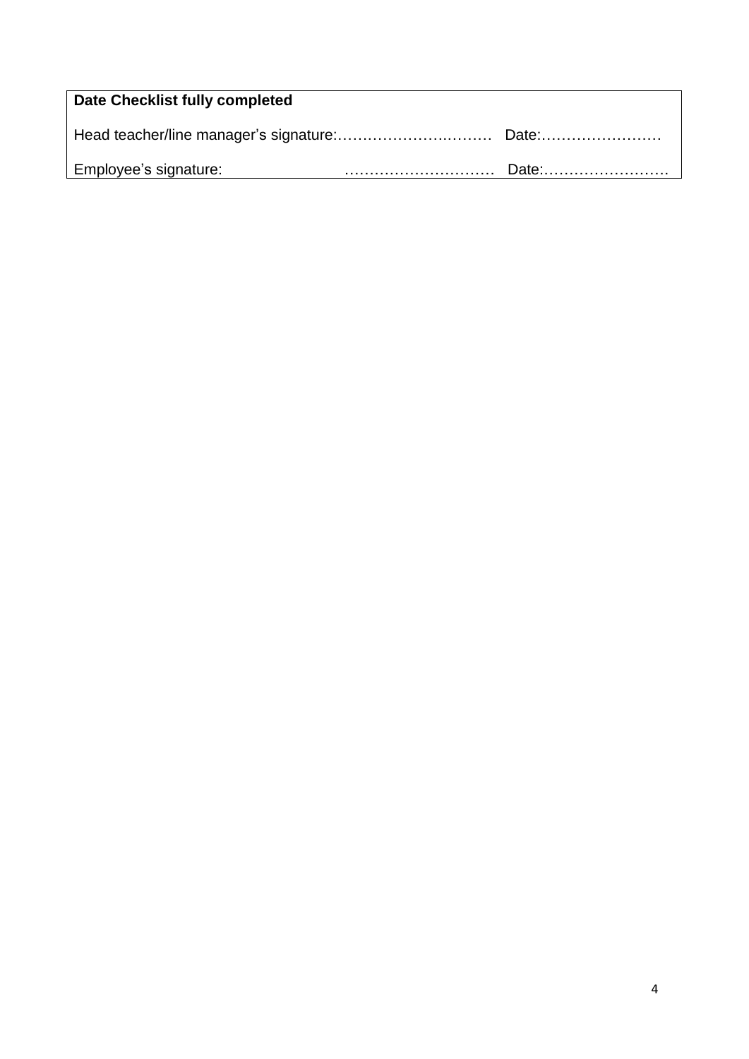**Date Checklist fully completed**

Head teacher/line manager's signature:………………….……… Date:……………………

Employee's signature: ………………………… Date:…………………….